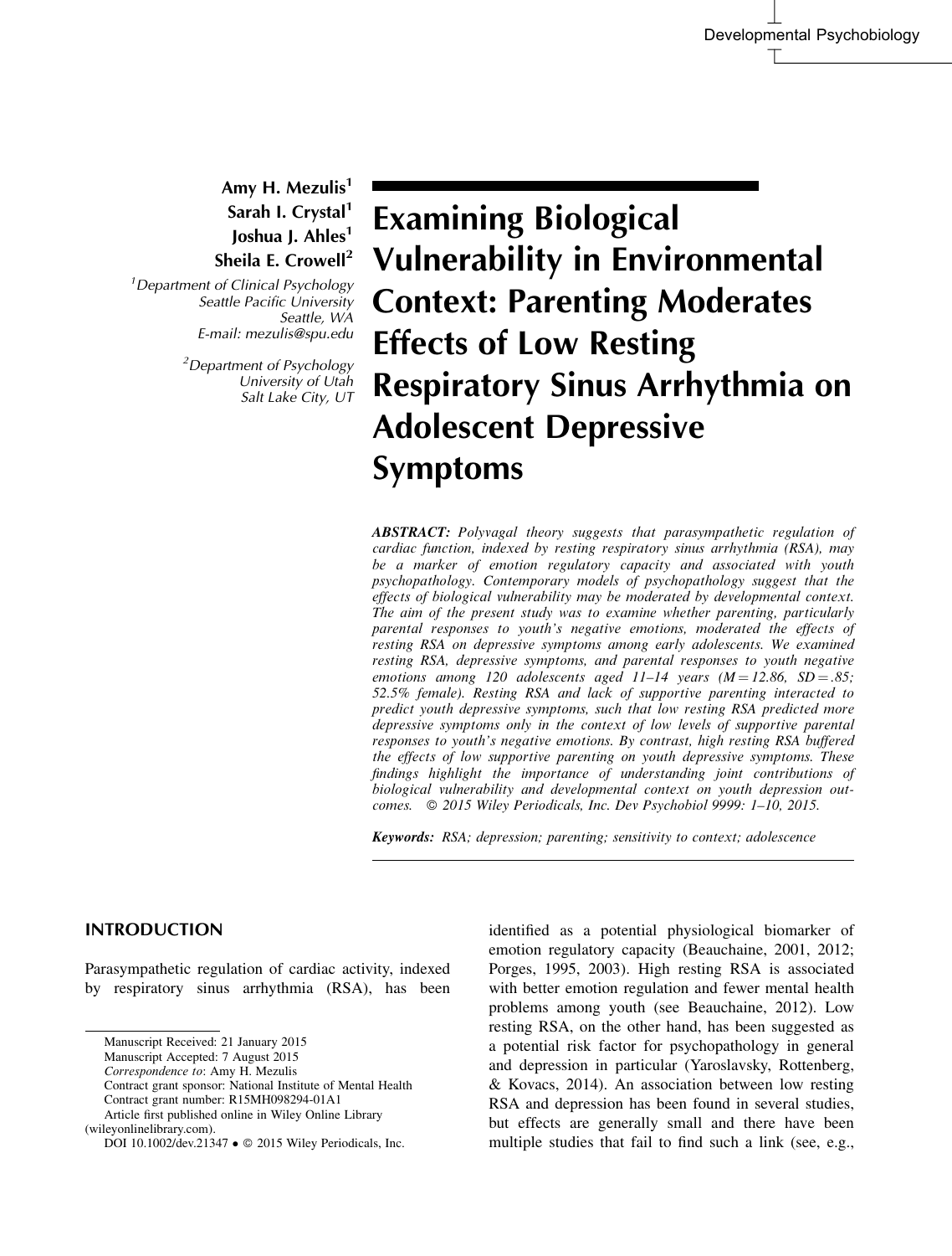# Examining Biological Vulnerability in Environmental Context: Parenting Moderates Effects of Low Resting Respiratory Sinus Arrhythmia on Adolescent Depressive Symptoms

**Amy H. Mezulis[1]**
**Sarah I. Crystal[1]**
**Joshua J. Ahles[1]**
**Sheila E. Crowell[2]**

[1]*Department of Clinical Psychology*
*Seattle Pacific University*
*Seattle, WA*
*E-mail: mezulis@spu.edu*

[2]*Department of Psychology*
*University of Utah*
*Salt Lake City, UT*

***ABSTRACT:*** *Polyvagal theory suggests that parasympathetic regulation of cardiac function, indexed by resting respiratory sinus arrhythmia (RSA), may be a marker of emotion regulatory capacity and associated with youth psychopathology. Contemporary models of psychopathology suggest that the effects of biological vulnerability may be moderated by developmental context. The aim of the present study was to examine whether parenting, particularly parental responses to youth's negative emotions, moderated the effects of resting RSA on depressive symptoms among early adolescents. We examined resting RSA, depressive symptoms, and parental responses to youth negative emotions among 120 adolescents aged 11–14 years ($M = 12.86$, $SD = .85$; 52.5% female). Resting RSA and lack of supportive parenting interacted to predict youth depressive symptoms, such that low resting RSA predicted more depressive symptoms only in the context of low levels of supportive parental responses to youth's negative emotions. By contrast, high resting RSA buffered the effects of low supportive parenting on youth depressive symptoms. These findings highlight the importance of understanding joint contributions of biological vulnerability and developmental context on youth depression outcomes.* © 2015 Wiley Periodicals, Inc. Dev Psychobiol 9999: 1–10, 2015.

***Keywords:*** *RSA; depression; parenting; sensitivity to context; adolescence*

## INTRODUCTION

Parasympathetic regulation of cardiac activity, indexed by respiratory sinus arrhythmia (RSA), has been identified as a potential physiological biomarker of emotion regulatory capacity (Beauchaine, 2001, 2012; Porges, 1995, 2003). High resting RSA is associated with better emotion regulation and fewer mental health problems among youth (see Beauchaine, 2012). Low resting RSA, on the other hand, has been suggested as a potential risk factor for psychopathology in general and depression in particular (Yaroslavsky, Rottenberg, & Kovacs, 2014). An association between low resting RSA and depression has been found in several studies, but effects are generally small and there have been multiple studies that fail to find such a link (see, e.g.,

Manuscript Received: 21 January 2015
Manuscript Accepted: 7 August 2015
*Correspondence to*: Amy H. Mezulis
Contract grant sponsor: National Institute of Mental Health
Contract grant number: R15MH098294-01A1
Article first published online in Wiley Online Library (wileyonlinelibrary.com).
DOI 10.1002/dev.21347 • © 2015 Wiley Periodicals, Inc.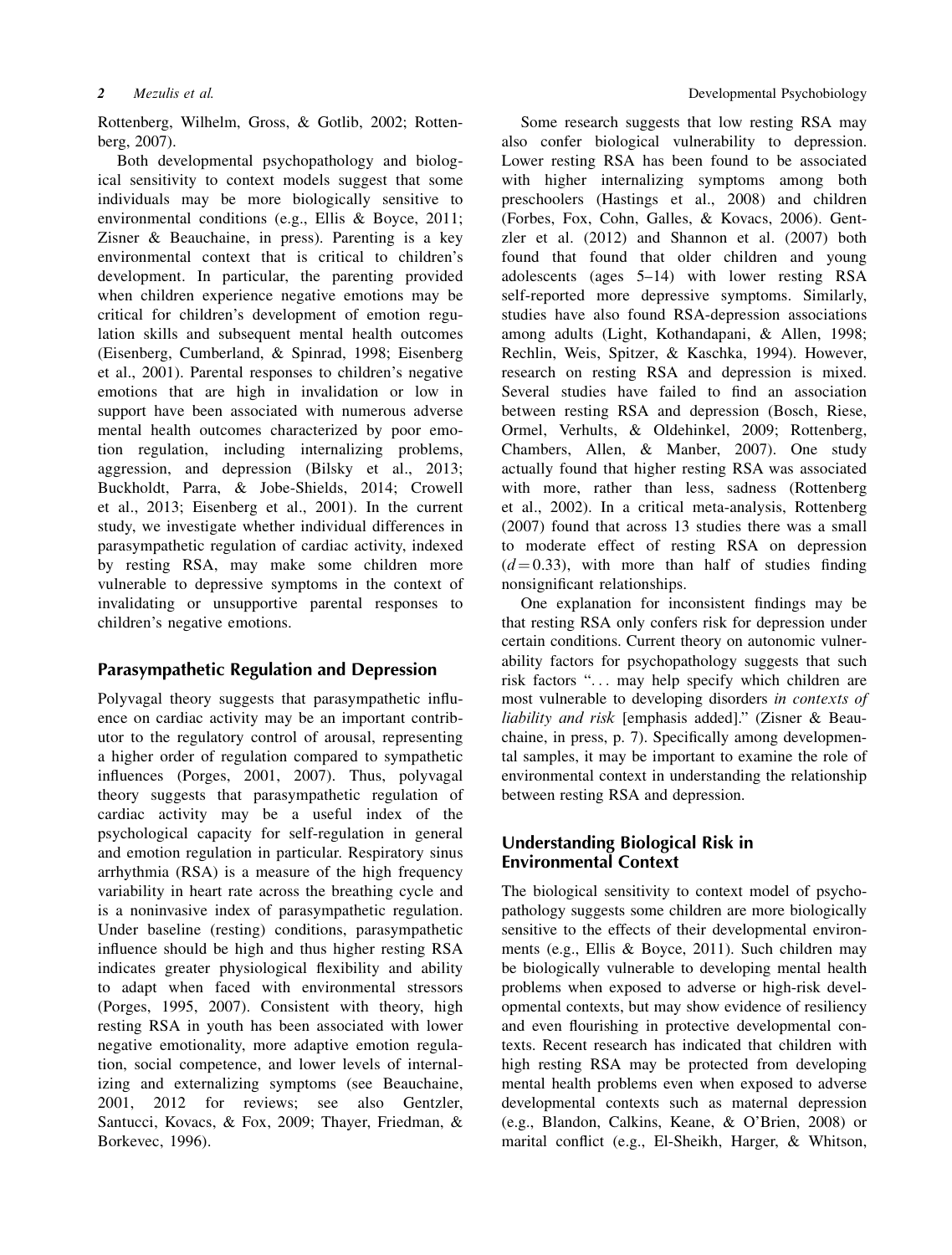Rottenberg, Wilhelm, Gross, & Gotlib, 2002; Rottenberg, 2007).

Both developmental psychopathology and biological sensitivity to context models suggest that some individuals may be more biologically sensitive to environmental conditions (e.g., Ellis & Boyce, 2011; Zisner & Beauchaine, in press). Parenting is a key environmental context that is critical to children's development. In particular, the parenting provided when children experience negative emotions may be critical for children's development of emotion regulation skills and subsequent mental health outcomes (Eisenberg, Cumberland, & Spinrad, 1998; Eisenberg et al., 2001). Parental responses to children's negative emotions that are high in invalidation or low in support have been associated with numerous adverse mental health outcomes characterized by poor emotion regulation, including internalizing problems, aggression, and depression (Bilsky et al., 2013; Buckholdt, Parra, & Jobe-Shields, 2014; Crowell et al., 2013; Eisenberg et al., 2001). In the current study, we investigate whether individual differences in parasympathetic regulation of cardiac activity, indexed by resting RSA, may make some children more vulnerable to depressive symptoms in the context of invalidating or unsupportive parental responses to children's negative emotions.

## Parasympathetic Regulation and Depression

Polyvagal theory suggests that parasympathetic influence on cardiac activity may be an important contributor to the regulatory control of arousal, representing a higher order of regulation compared to sympathetic influences (Porges, 2001, 2007). Thus, polyvagal theory suggests that parasympathetic regulation of cardiac activity may be a useful index of the psychological capacity for self-regulation in general and emotion regulation in particular. Respiratory sinus arrhythmia (RSA) is a measure of the high frequency variability in heart rate across the breathing cycle and is a noninvasive index of parasympathetic regulation. Under baseline (resting) conditions, parasympathetic influence should be high and thus higher resting RSA indicates greater physiological flexibility and ability to adapt when faced with environmental stressors (Porges, 1995, 2007). Consistent with theory, high resting RSA in youth has been associated with lower negative emotionality, more adaptive emotion regulation, social competence, and lower levels of internalizing and externalizing symptoms (see Beauchaine, 2001, 2012 for reviews; see also Gentzler, Santucci, Kovacs, & Fox, 2009; Thayer, Friedman, & Borkevec, 1996).

Some research suggests that low resting RSA may also confer biological vulnerability to depression. Lower resting RSA has been found to be associated with higher internalizing symptoms among both preschoolers (Hastings et al., 2008) and children (Forbes, Fox, Cohn, Galles, & Kovacs, 2006). Gentzler et al. (2012) and Shannon et al. (2007) both found that found that older children and young adolescents (ages 5–14) with lower resting RSA self-reported more depressive symptoms. Similarly, studies have also found RSA-depression associations among adults (Light, Kothandapani, & Allen, 1998; Rechlin, Weis, Spitzer, & Kaschka, 1994). However, research on resting RSA and depression is mixed. Several studies have failed to find an association between resting RSA and depression (Bosch, Riese, Ormel, Verhults, & Oldehinkel, 2009; Rottenberg, Chambers, Allen, & Manber, 2007). One study actually found that higher resting RSA was associated with more, rather than less, sadness (Rottenberg et al., 2002). In a critical meta-analysis, Rottenberg (2007) found that across 13 studies there was a small to moderate effect of resting RSA on depression ($d = 0.33$), with more than half of studies finding nonsignificant relationships.

One explanation for inconsistent findings may be that resting RSA only confers risk for depression under certain conditions. Current theory on autonomic vulnerability factors for psychopathology suggests that such risk factors "... may help specify which children are most vulnerable to developing disorders *in contexts of liability and risk* [emphasis added]." (Zisner & Beauchaine, in press, p. 7). Specifically among developmental samples, it may be important to examine the role of environmental context in understanding the relationship between resting RSA and depression.

## Understanding Biological Risk in Environmental Context

The biological sensitivity to context model of psychopathology suggests some children are more biologically sensitive to the effects of their developmental environments (e.g., Ellis & Boyce, 2011). Such children may be biologically vulnerable to developing mental health problems when exposed to adverse or high-risk developmental contexts, but may show evidence of resiliency and even flourishing in protective developmental contexts. Recent research has indicated that children with high resting RSA may be protected from developing mental health problems even when exposed to adverse developmental contexts such as maternal depression (e.g., Blandon, Calkins, Keane, & O'Brien, 2008) or marital conflict (e.g., El-Sheikh, Harger, & Whitson,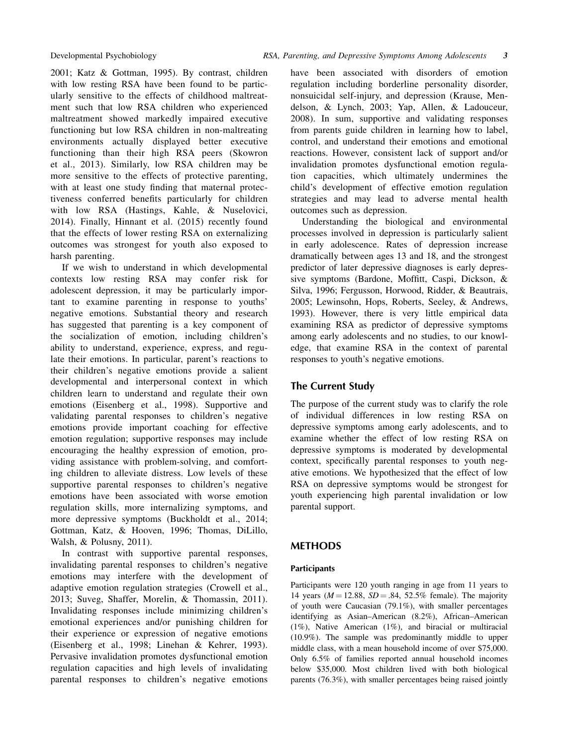2001; Katz & Gottman, 1995). By contrast, children with low resting RSA have been found to be particularly sensitive to the effects of childhood maltreatment such that low RSA children who experienced maltreatment showed markedly impaired executive functioning but low RSA children in non-maltreating environments actually displayed better executive functioning than their high RSA peers (Skowron et al., 2013). Similarly, low RSA children may be more sensitive to the effects of protective parenting, with at least one study finding that maternal protectiveness conferred benefits particularly for children with low RSA (Hastings, Kahle, & Nuselovici, 2014). Finally, Hinnant et al. (2015) recently found that the effects of lower resting RSA on externalizing outcomes was strongest for youth also exposed to harsh parenting.

If we wish to understand in which developmental contexts low resting RSA may confer risk for adolescent depression, it may be particularly important to examine parenting in response to youths' negative emotions. Substantial theory and research has suggested that parenting is a key component of the socialization of emotion, including children's ability to understand, experience, express, and regulate their emotions. In particular, parent's reactions to their children's negative emotions provide a salient developmental and interpersonal context in which children learn to understand and regulate their own emotions (Eisenberg et al., 1998). Supportive and validating parental responses to children's negative emotions provide important coaching for effective emotion regulation; supportive responses may include encouraging the healthy expression of emotion, providing assistance with problem-solving, and comforting children to alleviate distress. Low levels of these supportive parental responses to children's negative emotions have been associated with worse emotion regulation skills, more internalizing symptoms, and more depressive symptoms (Buckholdt et al., 2014; Gottman, Katz, & Hooven, 1996; Thomas, DiLillo, Walsh, & Polusny, 2011).

In contrast with supportive parental responses, invalidating parental responses to children's negative emotions may interfere with the development of adaptive emotion regulation strategies (Crowell et al., 2013; Suveg, Shaffer, Morelin, & Thomassin, 2011). Invalidating responses include minimizing children's emotional experiences and/or punishing children for their experience or expression of negative emotions (Eisenberg et al., 1998; Linehan & Kehrer, 1993). Pervasive invalidation promotes dysfunctional emotion regulation capacities and high levels of invalidating parental responses to children's negative emotions have been associated with disorders of emotion regulation including borderline personality disorder, nonsuicidal self-injury, and depression (Krause, Mendelson, & Lynch, 2003; Yap, Allen, & Ladouceur, 2008). In sum, supportive and validating responses from parents guide children in learning how to label, control, and understand their emotions and emotional reactions. However, consistent lack of support and/or invalidation promotes dysfunctional emotion regulation capacities, which ultimately undermines the child's development of effective emotion regulation strategies and may lead to adverse mental health outcomes such as depression.

Understanding the biological and environmental processes involved in depression is particularly salient in early adolescence. Rates of depression increase dramatically between ages 13 and 18, and the strongest predictor of later depressive diagnoses is early depressive symptoms (Bardone, Moffitt, Caspi, Dickson, & Silva, 1996; Fergusson, Horwood, Ridder, & Beautrais, 2005; Lewinsohn, Hops, Roberts, Seeley, & Andrews, 1993). However, there is very little empirical data examining RSA as predictor of depressive symptoms among early adolescents and no studies, to our knowledge, that examine RSA in the context of parental responses to youth's negative emotions.

## The Current Study

The purpose of the current study was to clarify the role of individual differences in low resting RSA on depressive symptoms among early adolescents, and to examine whether the effect of low resting RSA on depressive symptoms is moderated by developmental context, specifically parental responses to youth negative emotions. We hypothesized that the effect of low RSA on depressive symptoms would be strongest for youth experiencing high parental invalidation or low parental support.

## METHODS

### Participants

Participants were 120 youth ranging in age from 11 years to 14 years ($M = 12.88$, $SD = .84$, 52.5% female). The majority of youth were Caucasian (79.1%), with smaller percentages identifying as Asian–American (8.2%), African–American (1%), Native American (1%), and biracial or multiracial (10.9%). The sample was predominantly middle to upper middle class, with a mean household income of over $75,000. Only 6.5% of families reported annual household incomes below $35,000. Most children lived with both biological parents (76.3%), with smaller percentages being raised jointly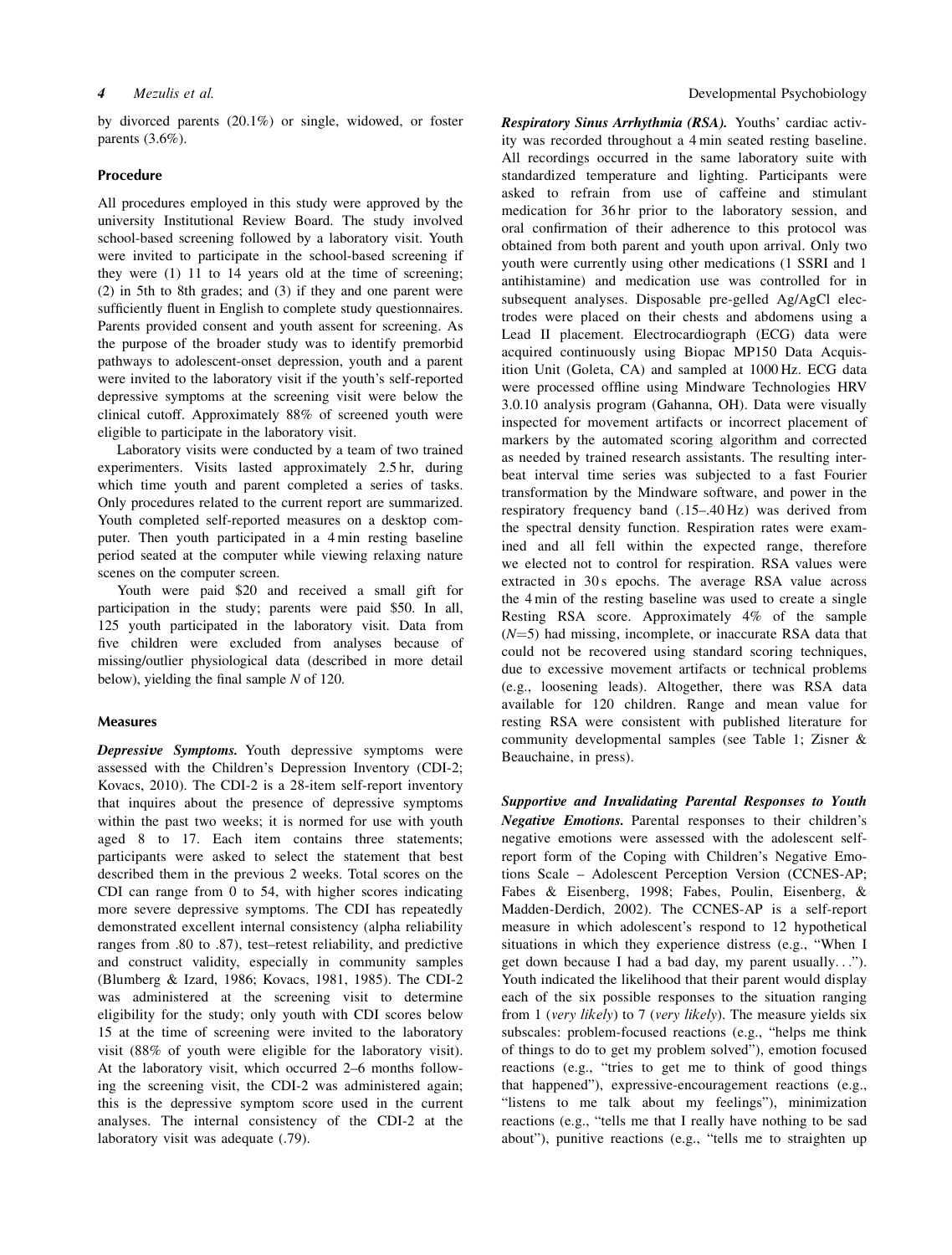by divorced parents (20.1%) or single, widowed, or foster parents (3.6%).

### Procedure

All procedures employed in this study were approved by the university Institutional Review Board. The study involved school-based screening followed by a laboratory visit. Youth were invited to participate in the school-based screening if they were (1) 11 to 14 years old at the time of screening; (2) in 5th to 8th grades; and (3) if they and one parent were sufficiently fluent in English to complete study questionnaires. Parents provided consent and youth assent for screening. As the purpose of the broader study was to identify premorbid pathways to adolescent-onset depression, youth and a parent were invited to the laboratory visit if the youth's self-reported depressive symptoms at the screening visit were below the clinical cutoff. Approximately 88% of screened youth were eligible to participate in the laboratory visit.

Laboratory visits were conducted by a team of two trained experimenters. Visits lasted approximately 2.5 hr, during which time youth and parent completed a series of tasks. Only procedures related to the current report are summarized. Youth completed self-reported measures on a desktop computer. Then youth participated in a 4 min resting baseline period seated at the computer while viewing relaxing nature scenes on the computer screen.

Youth were paid $20 and received a small gift for participation in the study; parents were paid $50. In all, 125 youth participated in the laboratory visit. Data from five children were excluded from analyses because of missing/outlier physiological data (described in more detail below), yielding the final sample *N* of 120.

### Measures

***Depressive Symptoms.*** Youth depressive symptoms were assessed with the Children's Depression Inventory (CDI-2; Kovacs, 2010). The CDI-2 is a 28-item self-report inventory that inquires about the presence of depressive symptoms within the past two weeks; it is normed for use with youth aged 8 to 17. Each item contains three statements; participants were asked to select the statement that best described them in the previous 2 weeks. Total scores on the CDI can range from 0 to 54, with higher scores indicating more severe depressive symptoms. The CDI has repeatedly demonstrated excellent internal consistency (alpha reliability ranges from .80 to .87), test–retest reliability, and predictive and construct validity, especially in community samples (Blumberg & Izard, 1986; Kovacs, 1981, 1985). The CDI-2 was administered at the screening visit to determine eligibility for the study; only youth with CDI scores below 15 at the time of screening were invited to the laboratory visit (88% of youth were eligible for the laboratory visit). At the laboratory visit, which occurred 2–6 months following the screening visit, the CDI-2 was administered again; this is the depressive symptom score used in the current analyses. The internal consistency of the CDI-2 at the laboratory visit was adequate (.79).

***Respiratory Sinus Arrhythmia (RSA).*** Youths' cardiac activity was recorded throughout a 4 min seated resting baseline. All recordings occurred in the same laboratory suite with standardized temperature and lighting. Participants were asked to refrain from use of caffeine and stimulant medication for 36 hr prior to the laboratory session, and oral confirmation of their adherence to this protocol was obtained from both parent and youth upon arrival. Only two youth were currently using other medications (1 SSRI and 1 antihistamine) and medication use was controlled for in subsequent analyses. Disposable pre-gelled Ag/AgCl electrodes were placed on their chests and abdomens using a Lead II placement. Electrocardiograph (ECG) data were acquired continuously using Biopac MP150 Data Acquisition Unit (Goleta, CA) and sampled at 1000 Hz. ECG data were processed offline using Mindware Technologies HRV 3.0.10 analysis program (Gahanna, OH). Data were visually inspected for movement artifacts or incorrect placement of markers by the automated scoring algorithm and corrected as needed by trained research assistants. The resulting interbeat interval time series was subjected to a fast Fourier transformation by the Mindware software, and power in the respiratory frequency band (.15–.40 Hz) was derived from the spectral density function. Respiration rates were examined and all fell within the expected range, therefore we elected not to control for respiration. RSA values were extracted in 30 s epochs. The average RSA value across the 4 min of the resting baseline was used to create a single Resting RSA score. Approximately 4% of the sample ($N=5$) had missing, incomplete, or inaccurate RSA data that could not be recovered using standard scoring techniques, due to excessive movement artifacts or technical problems (e.g., loosening leads). Altogether, there was RSA data available for 120 children. Range and mean value for resting RSA were consistent with published literature for community developmental samples (see Table 1; Zisner & Beauchaine, in press).

***Supportive and Invalidating Parental Responses to Youth Negative Emotions.*** Parental responses to their children's negative emotions were assessed with the adolescent self-report form of the Coping with Children's Negative Emotions Scale – Adolescent Perception Version (CCNES-AP; Fabes & Eisenberg, 1998; Fabes, Poulin, Eisenberg, & Madden-Derdich, 2002). The CCNES-AP is a self-report measure in which adolescent's respond to 12 hypothetical situations in which they experience distress (e.g., "When I get down because I had a bad day, my parent usually…"). Youth indicated the likelihood that their parent would display each of the six possible responses to the situation ranging from 1 (*very likely*) to 7 (*very likely*). The measure yields six subscales: problem-focused reactions (e.g., "helps me think of things to do to get my problem solved"), emotion focused reactions (e.g., "tries to get me to think of good things that happened"), expressive-encouragement reactions (e.g., "listens to me talk about my feelings"), minimization reactions (e.g., "tells me that I really have nothing to be sad about"), punitive reactions (e.g., "tells me to straighten up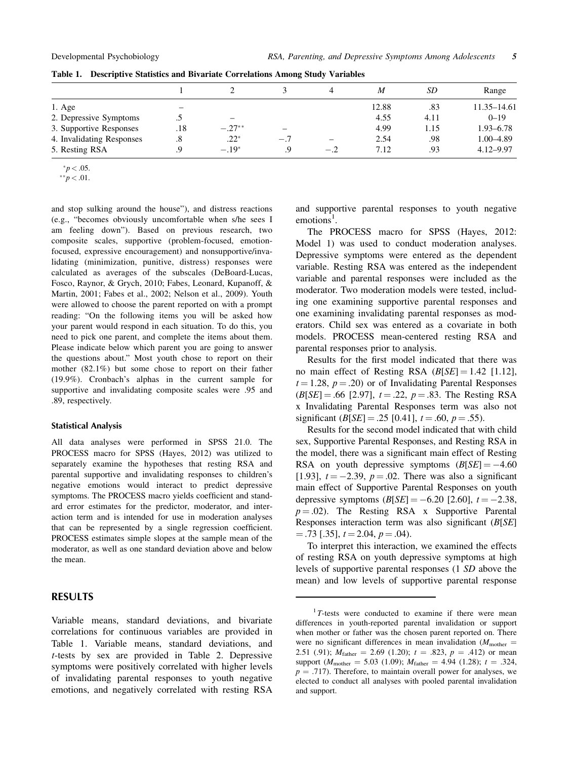**Table 1. Descriptive Statistics and Bivariate Correlations Among Study Variables**

| | 1 | 2 | 3 | 4 | *M* | *SD* | Range |
|---|---|---|---|---|---|---|---|
| 1. Age | – | | | | 12.88 | .83 | 11.35–14.61 |
| 2. Depressive Symptoms | .5 | – | | | 4.55 | 4.11 | 0–19 |
| 3. Supportive Responses | .18 | −.27** | – | | 4.99 | 1.15 | 1.93–6.78 |
| 4. Invalidating Responses | .8 | .22* | −.7 | – | 2.54 | .98 | 1.00–4.89 |
| 5. Resting RSA | .9 | −.19* | .9 | −.2 | 7.12 | .93 | 4.12–9.97 |

$^{*}p < .05$.
$^{**}p < .01$.

and stop sulking around the house"), and distress reactions (e.g., "becomes obviously uncomfortable when s/he sees I am feeling down"). Based on previous research, two composite scales, supportive (problem-focused, emotion-focused, expressive encouragement) and nonsupportive/invalidating (minimization, punitive, distress) responses were calculated as averages of the subscales (DeBoard-Lucas, Fosco, Raynor, & Grych, 2010; Fabes, Leonard, Kupanoff, & Martin, 2001; Fabes et al., 2002; Nelson et al., 2009). Youth were allowed to choose the parent reported on with a prompt reading: "On the following items you will be asked how your parent would respond in each situation. To do this, you need to pick one parent, and complete the items about them. Please indicate below which parent you are going to answer the questions about." Most youth chose to report on their mother (82.1%) but some chose to report on their father (19.9%). Cronbach's alphas in the current sample for supportive and invalidating composite scales were .95 and .89, respectively.

### Statistical Analysis

All data analyses were performed in SPSS 21.0. The PROCESS macro for SPSS (Hayes, 2012) was utilized to separately examine the hypotheses that resting RSA and parental supportive and invalidating responses to children's negative emotions would interact to predict depressive symptoms. The PROCESS macro yields coefficient and standard error estimates for the predictor, moderator, and interaction term and is intended for use in moderation analyses that can be represented by a single regression coefficient. PROCESS estimates simple slopes at the sample mean of the moderator, as well as one standard deviation above and below the mean.

## RESULTS

Variable means, standard deviations, and bivariate correlations for continuous variables are provided in Table 1. Variable means, standard deviations, and *t*-tests by sex are provided in Table 2. Depressive symptoms were positively correlated with higher levels of invalidating parental responses to youth negative emotions, and negatively correlated with resting RSA and supportive parental responses to youth negative emotions[1].

The PROCESS macro for SPSS (Hayes, 2012: Model 1) was used to conduct moderation analyses. Depressive symptoms were entered as the dependent variable. Resting RSA was entered as the independent variable and parental responses were included as the moderator. Two moderation models were tested, including one examining supportive parental responses and one examining invalidating parental responses as moderators. Child sex was entered as a covariate in both models. PROCESS mean-centered resting RSA and parental responses prior to analysis.

Results for the first model indicated that there was no main effect of Resting RSA ($B[SE] = 1.42$ [1.12], $t = 1.28$, $p = .20$) or of Invalidating Parental Responses ($B[SE] = .66$ [2.97], $t = .22$, $p = .83$. The Resting RSA x Invalidating Parental Responses term was also not significant ($B[SE] = .25$ [0.41], $t = .60$, $p = .55$).

Results for the second model indicated that with child sex, Supportive Parental Responses, and Resting RSA in the model, there was a significant main effect of Resting RSA on youth depressive symptoms ($B[SE] = -4.60$ [1.93], $t = -2.39$, $p = .02$. There was also a significant main effect of Supportive Parental Responses on youth depressive symptoms ($B[SE] = -6.20$ [2.60], $t = -2.38$, $p = .02$). The Resting RSA x Supportive Parental Responses interaction term was also significant ($B[SE] = .73$ [.35], $t = 2.04$, $p = .04$).

To interpret this interaction, we examined the effects of resting RSA on youth depressive symptoms at high levels of supportive parental responses (1 *SD* above the mean) and low levels of supportive parental response

[1] *T*-tests were conducted to examine if there were mean differences in youth-reported parental invalidation or support when mother or father was the chosen parent reported on. There were no significant differences in mean invalidation ($M_{\text{mother}} = 2.51$ (.91); $M_{\text{father}} = 2.69$ (1.20); $t = .823$, $p = .412$) or mean support ($M_{\text{mother}} = 5.03$ (1.09); $M_{\text{father}} = 4.94$ (1.28); $t = .324$, $p = .717$). Therefore, to maintain overall power for analyses, we elected to conduct all analyses with pooled parental invalidation and support.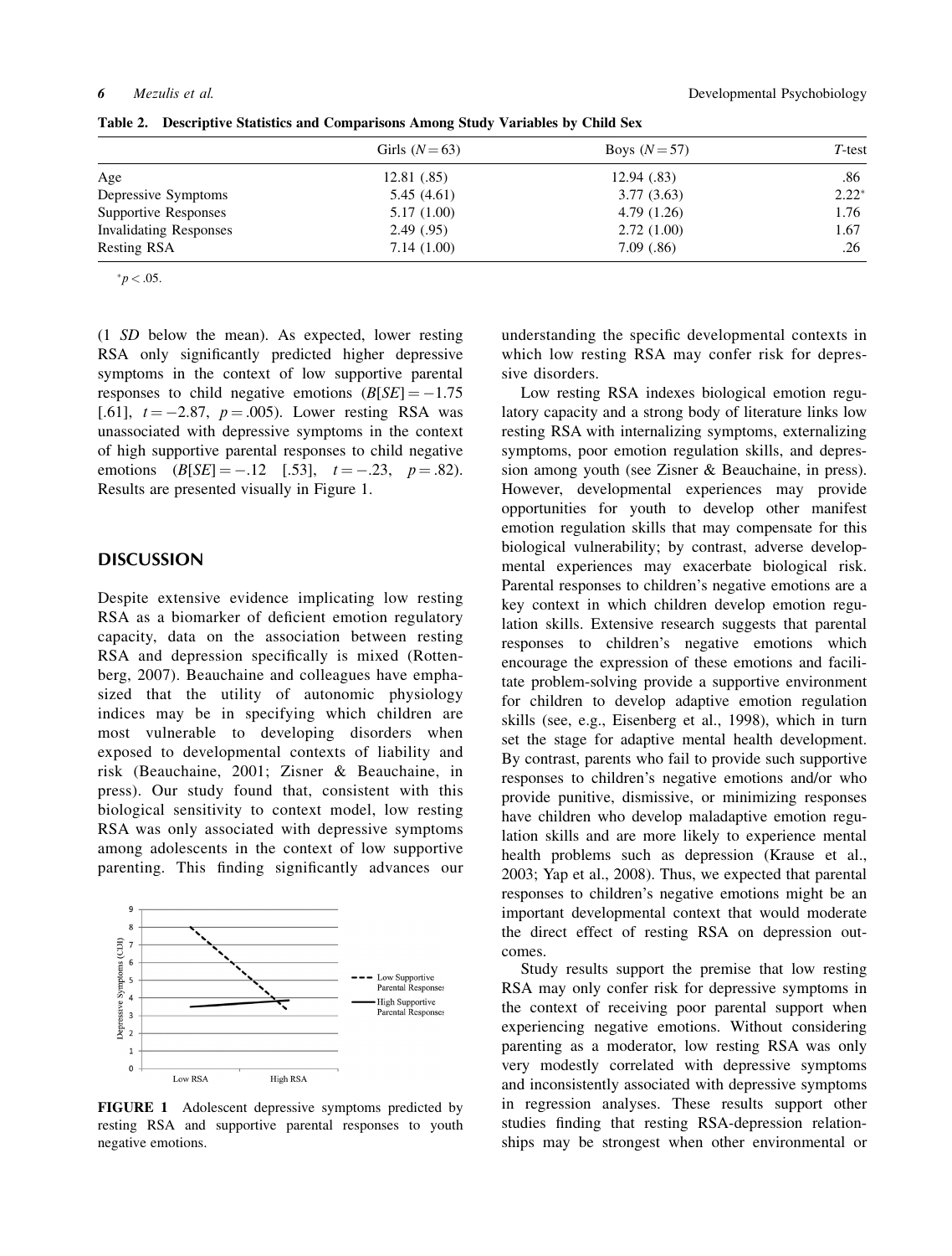**Table 2. Descriptive Statistics and Comparisons Among Study Variables by Child Sex**

| | Girls ($N = 63$) | Boys ($N = 57$) | *T*-test |
|---|---|---|---|
| Age | 12.81 (.85) | 12.94 (.83) | .86 |
| Depressive Symptoms | 5.45 (4.61) | 3.77 (3.63) | 2.22* |
| Supportive Responses | 5.17 (1.00) | 4.79 (1.26) | 1.76 |
| Invalidating Responses | 2.49 (.95) | 2.72 (1.00) | 1.67 |
| Resting RSA | 7.14 (1.00) | 7.09 (.86) | .26 |

*$p < .05$.

(1 *SD* below the mean). As expected, lower resting RSA only significantly predicted higher depressive symptoms in the context of low supportive parental responses to child negative emotions ($B[SE] = -1.75$ [.61], $t = -2.87$, $p = .005$). Lower resting RSA was unassociated with depressive symptoms in the context of high supportive parental responses to child negative emotions ($B[SE] = -.12$ [.53], $t = -.23$, $p = .82$). Results are presented visually in Figure 1.

## DISCUSSION

Despite extensive evidence implicating low resting RSA as a biomarker of deficient emotion regulatory capacity, data on the association between resting RSA and depression specifically is mixed (Rottenberg, 2007). Beauchaine and colleagues have emphasized that the utility of autonomic physiology indices may be in specifying which children are most vulnerable to developing disorders when exposed to developmental contexts of liability and risk (Beauchaine, 2001; Zisner & Beauchaine, in press). Our study found that, consistent with this biological sensitivity to context model, low resting RSA was only associated with depressive symptoms among adolescents in the context of low supportive parenting. This finding significantly advances our understanding the specific developmental contexts in which low resting RSA may confer risk for depressive disorders.

**FIGURE 1** Adolescent depressive symptoms predicted by resting RSA and supportive parental responses to youth negative emotions.

Low resting RSA indexes biological emotion regulatory capacity and a strong body of literature links low resting RSA with internalizing symptoms, externalizing symptoms, poor emotion regulation skills, and depression among youth (see Zisner & Beauchaine, in press). However, developmental experiences may provide opportunities for youth to develop other manifest emotion regulation skills that may compensate for this biological vulnerability; by contrast, adverse developmental experiences may exacerbate biological risk. Parental responses to children's negative emotions are a key context in which children develop emotion regulation skills. Extensive research suggests that parental responses to children's negative emotions which encourage the expression of these emotions and facilitate problem-solving provide a supportive environment for children to develop adaptive emotion regulation skills (see, e.g., Eisenberg et al., 1998), which in turn set the stage for adaptive mental health development. By contrast, parents who fail to provide such supportive responses to children's negative emotions and/or who provide punitive, dismissive, or minimizing responses have children who develop maladaptive emotion regulation skills and are more likely to experience mental health problems such as depression (Krause et al., 2003; Yap et al., 2008). Thus, we expected that parental responses to children's negative emotions might be an important developmental context that would moderate the direct effect of resting RSA on depression outcomes.

Study results support the premise that low resting RSA may only confer risk for depressive symptoms in the context of receiving poor parental support when experiencing negative emotions. Without considering parenting as a moderator, low resting RSA was only very modestly correlated with depressive symptoms and inconsistently associated with depressive symptoms in regression analyses. These results support other studies finding that resting RSA-depression relationships may be strongest when other environmental or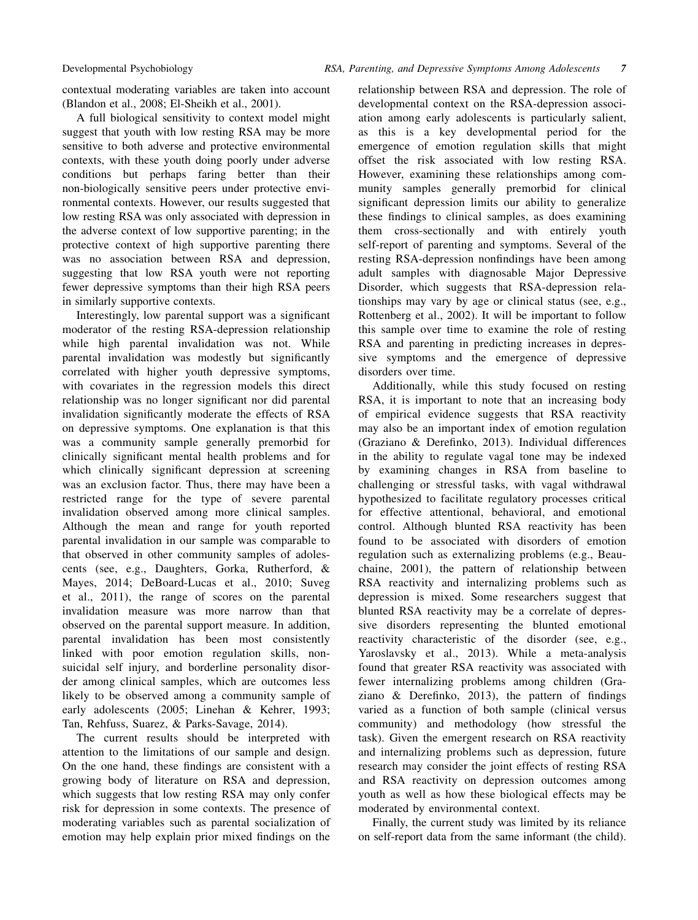contextual moderating variables are taken into account (Blandon et al., 2008; El-Sheikh et al., 2001).

A full biological sensitivity to context model might suggest that youth with low resting RSA may be more sensitive to both adverse and protective environmental contexts, with these youth doing poorly under adverse conditions but perhaps faring better than their non-biologically sensitive peers under protective environmental contexts. However, our results suggested that low resting RSA was only associated with depression in the adverse context of low supportive parenting; in the protective context of high supportive parenting there was no association between RSA and depression, suggesting that low RSA youth were not reporting fewer depressive symptoms than their high RSA peers in similarly supportive contexts.

Interestingly, low parental support was a significant moderator of the resting RSA-depression relationship while high parental invalidation was not. While parental invalidation was modestly but significantly correlated with higher youth depressive symptoms, with covariates in the regression models this direct relationship was no longer significant nor did parental invalidation significantly moderate the effects of RSA on depressive symptoms. One explanation is that this was a community sample generally premorbid for clinically significant mental health problems and for which clinically significant depression at screening was an exclusion factor. Thus, there may have been a restricted range for the type of severe parental invalidation observed among more clinical samples. Although the mean and range for youth reported parental invalidation in our sample was comparable to that observed in other community samples of adolescents (see, e.g., Daughters, Gorka, Rutherford, & Mayes, 2014; DeBoard-Lucas et al., 2010; Suveg et al., 2011), the range of scores on the parental invalidation measure was more narrow than that observed on the parental support measure. In addition, parental invalidation has been most consistently linked with poor emotion regulation skills, nonsuicidal self injury, and borderline personality disorder among clinical samples, which are outcomes less likely to be observed among a community sample of early adolescents (2005; Linehan & Kehrer, 1993; Tan, Rehfuss, Suarez, & Parks-Savage, 2014).

The current results should be interpreted with attention to the limitations of our sample and design. On the one hand, these findings are consistent with a growing body of literature on RSA and depression, which suggests that low resting RSA may only confer risk for depression in some contexts. The presence of moderating variables such as parental socialization of emotion may help explain prior mixed findings on the relationship between RSA and depression. The role of developmental context on the RSA-depression association among early adolescents is particularly salient, as this is a key developmental period for the emergence of emotion regulation skills that might offset the risk associated with low resting RSA. However, examining these relationships among community samples generally premorbid for clinical significant depression limits our ability to generalize these findings to clinical samples, as does examining them cross-sectionally and with entirely youth self-report of parenting and symptoms. Several of the resting RSA-depression nonfindings have been among adult samples with diagnosable Major Depressive Disorder, which suggests that RSA-depression relationships may vary by age or clinical status (see, e.g., Rottenberg et al., 2002). It will be important to follow this sample over time to examine the role of resting RSA and parenting in predicting increases in depressive symptoms and the emergence of depressive disorders over time.

Additionally, while this study focused on resting RSA, it is important to note that an increasing body of empirical evidence suggests that RSA reactivity may also be an important index of emotion regulation (Graziano & Derefinko, 2013). Individual differences in the ability to regulate vagal tone may be indexed by examining changes in RSA from baseline to challenging or stressful tasks, with vagal withdrawal hypothesized to facilitate regulatory processes critical for effective attentional, behavioral, and emotional control. Although blunted RSA reactivity has been found to be associated with disorders of emotion regulation such as externalizing problems (e.g., Beauchaine, 2001), the pattern of relationship between RSA reactivity and internalizing problems such as depression is mixed. Some researchers suggest that blunted RSA reactivity may be a correlate of depressive disorders representing the blunted emotional reactivity characteristic of the disorder (see, e.g., Yaroslavsky et al., 2013). While a meta-analysis found that greater RSA reactivity was associated with fewer internalizing problems among children (Graziano & Derefinko, 2013), the pattern of findings varied as a function of both sample (clinical versus community) and methodology (how stressful the task). Given the emergent research on RSA reactivity and internalizing problems such as depression, future research may consider the joint effects of resting RSA and RSA reactivity on depression outcomes among youth as well as how these biological effects may be moderated by environmental context.

Finally, the current study was limited by its reliance on self-report data from the same informant (the child).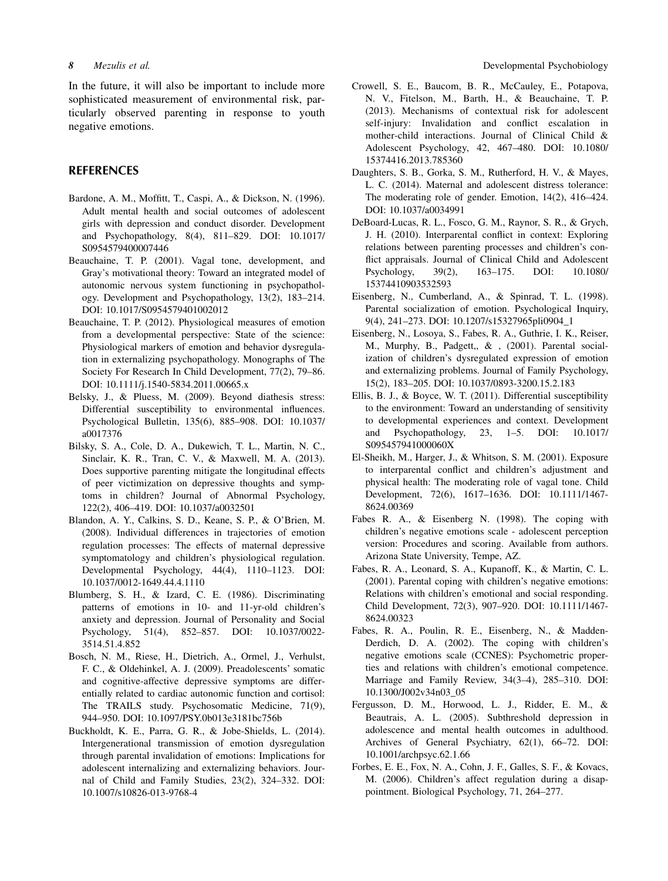In the future, it will also be important to include more sophisticated measurement of environmental risk, particularly observed parenting in response to youth negative emotions.

## REFERENCES

Bardone, A. M., Moffitt, T., Caspi, A., & Dickson, N. (1996). Adult mental health and social outcomes of adolescent girls with depression and conduct disorder. Development and Psychopathology, 8(4), 811–829. DOI: 10.1017/S0954579400007446

Beauchaine, T. P. (2001). Vagal tone, development, and Gray's motivational theory: Toward an integrated model of autonomic nervous system functioning in psychopathology. Development and Psychopathology, 13(2), 183–214. DOI: 10.1017/S0954579401002012

Beauchaine, T. P. (2012). Physiological measures of emotion from a developmental perspective: State of the science: Physiological markers of emotion and behavior dysregulation in externalizing psychopathology. Monographs of The Society For Research In Child Development, 77(2), 79–86. DOI: 10.1111/j.1540-5834.2011.00665.x

Belsky, J., & Pluess, M. (2009). Beyond diathesis stress: Differential susceptibility to environmental influences. Psychological Bulletin, 135(6), 885–908. DOI: 10.1037/a0017376

Bilsky, S. A., Cole, D. A., Dukewich, T. L., Martin, N. C., Sinclair, K. R., Tran, C. V., & Maxwell, M. A. (2013). Does supportive parenting mitigate the longitudinal effects of peer victimization on depressive thoughts and symptoms in children? Journal of Abnormal Psychology, 122(2), 406–419. DOI: 10.1037/a0032501

Blandon, A. Y., Calkins, S. D., Keane, S. P., & O'Brien, M. (2008). Individual differences in trajectories of emotion regulation processes: The effects of maternal depressive symptomatology and children's physiological regulation. Developmental Psychology, 44(4), 1110–1123. DOI: 10.1037/0012-1649.44.4.1110

Blumberg, S. H., & Izard, C. E. (1986). Discriminating patterns of emotions in 10- and 11-yr-old children's anxiety and depression. Journal of Personality and Social Psychology, 51(4), 852–857. DOI: 10.1037/0022-3514.51.4.852

Bosch, N. M., Riese, H., Dietrich, A., Ormel, J., Verhulst, F. C., & Oldehinkel, A. J. (2009). Preadolescents' somatic and cognitive-affective depressive symptoms are differentially related to cardiac autonomic function and cortisol: The TRAILS study. Psychosomatic Medicine, 71(9), 944–950. DOI: 10.1097/PSY.0b013e3181bc756b

Buckholdt, K. E., Parra, G. R., & Jobe-Shields, L. (2014). Intergenerational transmission of emotion dysregulation through parental invalidation of emotions: Implications for adolescent internalizing and externalizing behaviors. Journal of Child and Family Studies, 23(2), 324–332. DOI: 10.1007/s10826-013-9768-4

Crowell, S. E., Baucom, B. R., McCauley, E., Potapova, N. V., Fitelson, M., Barth, H., & Beauchaine, T. P. (2013). Mechanisms of contextual risk for adolescent self-injury: Invalidation and conflict escalation in mother-child interactions. Journal of Clinical Child & Adolescent Psychology, 42, 467–480. DOI: 10.1080/15374416.2013.785360

Daughters, S. B., Gorka, S. M., Rutherford, H. V., & Mayes, L. C. (2014). Maternal and adolescent distress tolerance: The moderating role of gender. Emotion, 14(2), 416–424. DOI: 10.1037/a0034991

DeBoard-Lucas, R. L., Fosco, G. M., Raynor, S. R., & Grych, J. H. (2010). Interparental conflict in context: Exploring relations between parenting processes and children's conflict appraisals. Journal of Clinical Child and Adolescent Psychology, 39(2), 163–175. DOI: 10.1080/15374410903532593

Eisenberg, N., Cumberland, A., & Spinrad, T. L. (1998). Parental socialization of emotion. Psychological Inquiry, 9(4), 241–273. DOI: 10.1207/s15327965pli0904_1

Eisenberg, N., Losoya, S., Fabes, R. A., Guthrie, I. K., Reiser, M., Murphy, B., Padgett,, & , (2001). Parental socialization of children's dysregulated expression of emotion and externalizing problems. Journal of Family Psychology, 15(2), 183–205. DOI: 10.1037/0893-3200.15.2.183

Ellis, B. J., & Boyce, W. T. (2011). Differential susceptibility to the environment: Toward an understanding of sensitivity to developmental experiences and context. Development and Psychopathology, 23, 1–5. DOI: 10.1017/S095457941000060X

El-Sheikh, M., Harger, J., & Whitson, S. M. (2001). Exposure to interparental conflict and children's adjustment and physical health: The moderating role of vagal tone. Child Development, 72(6), 1617–1636. DOI: 10.1111/1467-8624.00369

Fabes R. A., & Eisenberg N. (1998). The coping with children's negative emotions scale - adolescent perception version: Procedures and scoring. Available from authors. Arizona State University, Tempe, AZ.

Fabes, R. A., Leonard, S. A., Kupanoff, K., & Martin, C. L. (2001). Parental coping with children's negative emotions: Relations with children's emotional and social responding. Child Development, 72(3), 907–920. DOI: 10.1111/1467-8624.00323

Fabes, R. A., Poulin, R. E., Eisenberg, N., & Madden-Derdich, D. A. (2002). The coping with children's negative emotions scale (CCNES): Psychometric properties and relations with children's emotional competence. Marriage and Family Review, 34(3–4), 285–310. DOI: 10.1300/J002v34n03_05

Fergusson, D. M., Horwood, L. J., Ridder, E. M., & Beautrais, A. L. (2005). Subthreshold depression in adolescence and mental health outcomes in adulthood. Archives of General Psychiatry, 62(1), 66–72. DOI: 10.1001/archpsyc.62.1.66

Forbes, E. E., Fox, N. A., Cohn, J. F., Galles, S. F., & Kovacs, M. (2006). Children's affect regulation during a disappointment. Biological Psychology, 71, 264–277.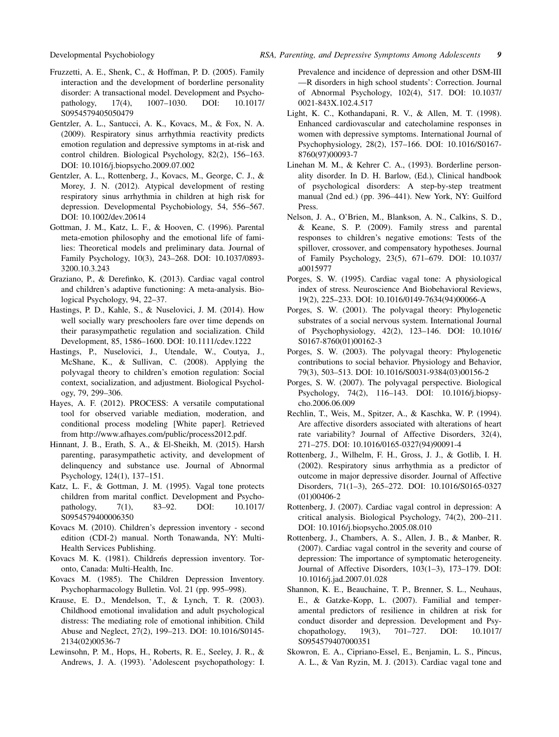Fruzzetti, A. E., Shenk, C., & Hoffman, P. D. (2005). Family interaction and the development of borderline personality disorder: A transactional model. Development and Psychopathology, 17(4), 1007–1030. DOI: 10.1017/S0954579405050479

Gentzler, A. L., Santucci, A. K., Kovacs, M., & Fox, N. A. (2009). Respiratory sinus arrhythmia reactivity predicts emotion regulation and depressive symptoms in at-risk and control children. Biological Psychology, 82(2), 156–163. DOI: 10.1016/j.biopsycho.2009.07.002

Gentzler, A. L., Rottenberg, J., Kovacs, M., George, C. J., & Morey, J. N. (2012). Atypical development of resting respiratory sinus arrhythmia in children at high risk for depression. Developmental Psychobiology, 54, 556–567. DOI: 10.1002/dev.20614

Gottman, J. M., Katz, L. F., & Hooven, C. (1996). Parental meta-emotion philosophy and the emotional life of families: Theoretical models and preliminary data. Journal of Family Psychology, 10(3), 243–268. DOI: 10.1037/0893-3200.10.3.243

Graziano, P., & Derefinko, K. (2013). Cardiac vagal control and children's adaptive functioning: A meta-analysis. Biological Psychology, 94, 22–37.

Hastings, P. D., Kahle, S., & Nuselovici, J. M. (2014). How well socially wary preschoolers fare over time depends on their parasympathetic regulation and socialization. Child Development, 85, 1586–1600. DOI: 10.1111/cdev.1222

Hastings, P., Nuselovici, J., Utendale, W., Coutya, J., McShane, K., & Sullivan, C. (2008). Applying the polyvagal theory to children's emotion regulation: Social context, socialization, and adjustment. Biological Psychology, 79, 299–306.

Hayes, A. F. (2012). PROCESS: A versatile computational tool for observed variable mediation, moderation, and conditional process modeling [White paper]. Retrieved from http://www.afhayes.com/public/process2012.pdf.

Hinnant, J. B., Erath, S. A., & El-Sheikh, M. (2015). Harsh parenting, parasympathetic activity, and development of delinquency and substance use. Journal of Abnormal Psychology, 124(1), 137–151.

Katz, L. F., & Gottman, J. M. (1995). Vagal tone protects children from marital conflict. Development and Psychopathology, 7(1), 83–92. DOI: 10.1017/S0954579400006350

Kovacs M. (2010). Children's depression inventory - second edition (CDI-2) manual. North Tonawanda, NY: Multi-Health Services Publishing.

Kovacs M. K. (1981). Childreńs depression inventory. Toronto, Canada: Multi-Health, Inc.

Kovacs M. (1985). The Children Depression Inventory. Psychopharmacology Bulletin. Vol. 21 (pp. 995–998).

Krause, E. D., Mendelson, T., & Lynch, T. R. (2003). Childhood emotional invalidation and adult psychological distress: The mediating role of emotional inhibition. Child Abuse and Neglect, 27(2), 199–213. DOI: 10.1016/S0145-2134(02)00536-7

Lewinsohn, P. M., Hops, H., Roberts, R. E., Seeley, J. R., & Andrews, J. A. (1993). 'Adolescent psychopathology: I. Prevalence and incidence of depression and other DSM-III—R disorders in high school students': Correction. Journal of Abnormal Psychology, 102(4), 517. DOI: 10.1037/0021-843X.102.4.517

Light, K. C., Kothandapani, R. V., & Allen, M. T. (1998). Enhanced cardiovascular and catecholamine responses in women with depressive symptoms. International Journal of Psychophysiology, 28(2), 157–166. DOI: 10.1016/S0167-8760(97)00093-7

Linehan M. M., & Kehrer C. A., (1993). Borderline personality disorder. In D. H. Barlow, (Ed.), Clinical handbook of psychological disorders: A step-by-step treatment manual (2nd ed.) (pp. 396–441). New York, NY: Guilford Press.

Nelson, J. A., O'Brien, M., Blankson, A. N., Calkins, S. D., & Keane, S. P. (2009). Family stress and parental responses to children's negative emotions: Tests of the spillover, crossover, and compensatory hypotheses. Journal of Family Psychology, 23(5), 671–679. DOI: 10.1037/a0015977

Porges, S. W. (1995). Cardiac vagal tone: A physiological index of stress. Neuroscience And Biobehavioral Reviews, 19(2), 225–233. DOI: 10.1016/0149-7634(94)00066-A

Porges, S. W. (2001). The polyvagal theory: Phylogenetic substrates of a social nervous system. International Journal of Psychophysiology, 42(2), 123–146. DOI: 10.1016/S0167-8760(01)00162-3

Porges, S. W. (2003). The polyvagal theory: Phylogenetic contributions to social behavior. Physiology and Behavior, 79(3), 503–513. DOI: 10.1016/S0031-9384(03)00156-2

Porges, S. W. (2007). The polyvagal perspective. Biological Psychology, 74(2), 116–143. DOI: 10.1016/j.biopsycho.2006.06.009

Rechlin, T., Weis, M., Spitzer, A., & Kaschka, W. P. (1994). Are affective disorders associated with alterations of heart rate variability? Journal of Affective Disorders, 32(4), 271–275. DOI: 10.1016/0165-0327(94)90091-4

Rottenberg, J., Wilhelm, F. H., Gross, J. J., & Gotlib, I. H. (2002). Respiratory sinus arrhythmia as a predictor of outcome in major depressive disorder. Journal of Affective Disorders, 71(1–3), 265–272. DOI: 10.1016/S0165-0327(01)00406-2

Rottenberg, J. (2007). Cardiac vagal control in depression: A critical analysis. Biological Psychology, 74(2), 200–211. DOI: 10.1016/j.biopsycho.2005.08.010

Rottenberg, J., Chambers, A. S., Allen, J. B., & Manber, R. (2007). Cardiac vagal control in the severity and course of depression: The importance of symptomatic heterogeneity. Journal of Affective Disorders, 103(1–3), 173–179. DOI: 10.1016/j.jad.2007.01.028

Shannon, K. E., Beauchaine, T. P., Brenner, S. L., Neuhaus, E., & Gatzke-Kopp, L. (2007). Familial and temperamental predictors of resilience in children at risk for conduct disorder and depression. Development and Psychopathology, 19(3), 701–727. DOI: 10.1017/S0954579407000351

Skowron, E. A., Cipriano-Essel, E., Benjamin, L. S., Pincus, A. L., & Van Ryzin, M. J. (2013). Cardiac vagal tone and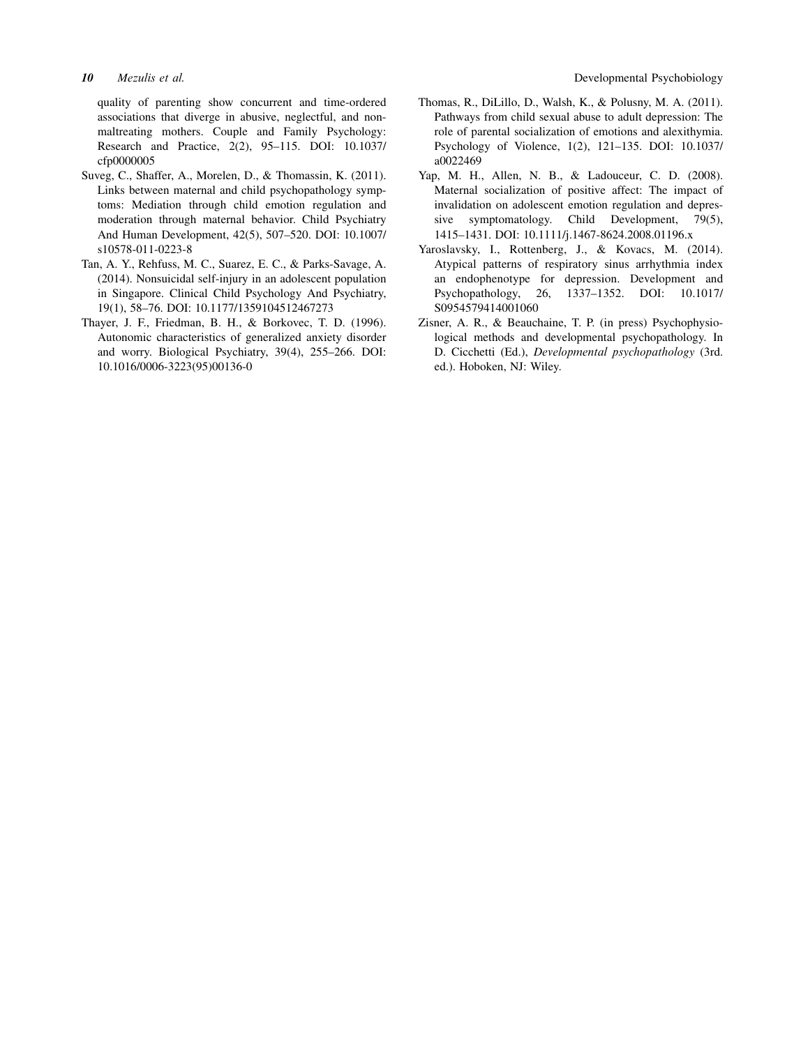quality of parenting show concurrent and time-ordered associations that diverge in abusive, neglectful, and non-maltreating mothers. Couple and Family Psychology: Research and Practice, 2(2), 95–115. DOI: 10.1037/cfp0000005

Suveg, C., Shaffer, A., Morelen, D., & Thomassin, K. (2011). Links between maternal and child psychopathology symptoms: Mediation through child emotion regulation and moderation through maternal behavior. Child Psychiatry And Human Development, 42(5), 507–520. DOI: 10.1007/s10578-011-0223-8

Tan, A. Y., Rehfuss, M. C., Suarez, E. C., & Parks-Savage, A. (2014). Nonsuicidal self-injury in an adolescent population in Singapore. Clinical Child Psychology And Psychiatry, 19(1), 58–76. DOI: 10.1177/1359104512467273

Thayer, J. F., Friedman, B. H., & Borkovec, T. D. (1996). Autonomic characteristics of generalized anxiety disorder and worry. Biological Psychiatry, 39(4), 255–266. DOI: 10.1016/0006-3223(95)00136-0

Thomas, R., DiLillo, D., Walsh, K., & Polusny, M. A. (2011). Pathways from child sexual abuse to adult depression: The role of parental socialization of emotions and alexithymia. Psychology of Violence, 1(2), 121–135. DOI: 10.1037/a0022469

Yap, M. H., Allen, N. B., & Ladouceur, C. D. (2008). Maternal socialization of positive affect: The impact of invalidation on adolescent emotion regulation and depressive symptomatology. Child Development, 79(5), 1415–1431. DOI: 10.1111/j.1467-8624.2008.01196.x

Yaroslavsky, I., Rottenberg, J., & Kovacs, M. (2014). Atypical patterns of respiratory sinus arrhythmia index an endophenotype for depression. Development and Psychopathology, 26, 1337–1352. DOI: 10.1017/S0954579414001060

Zisner, A. R., & Beauchaine, T. P. (in press) Psychophysiological methods and developmental psychopathology. In D. Cicchetti (Ed.), *Developmental psychopathology* (3rd. ed.). Hoboken, NJ: Wiley.